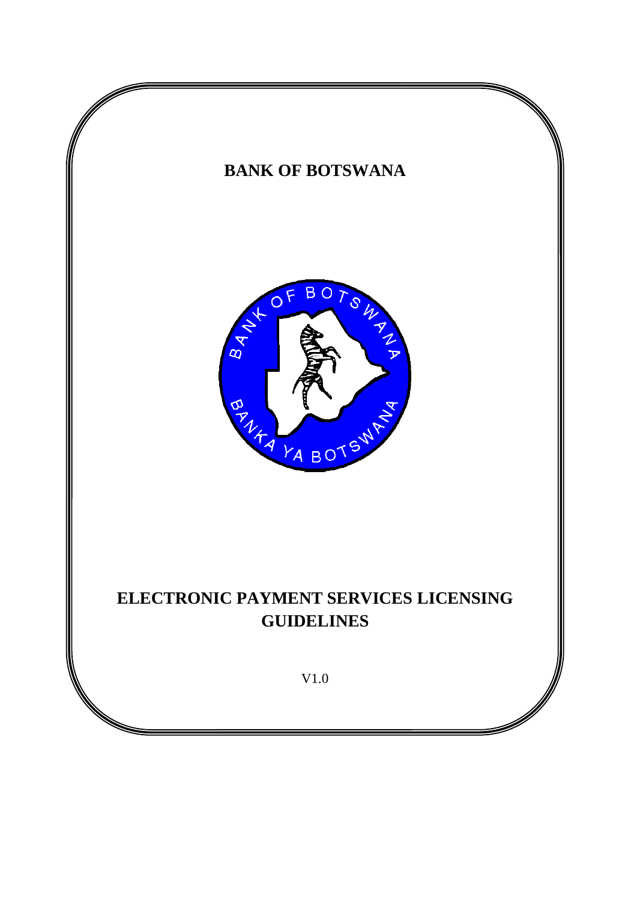# BANK OF BOTSWANA

# ELECTRONIC PAYMENT SERVICES LICENSING GUIDELINES

V1.0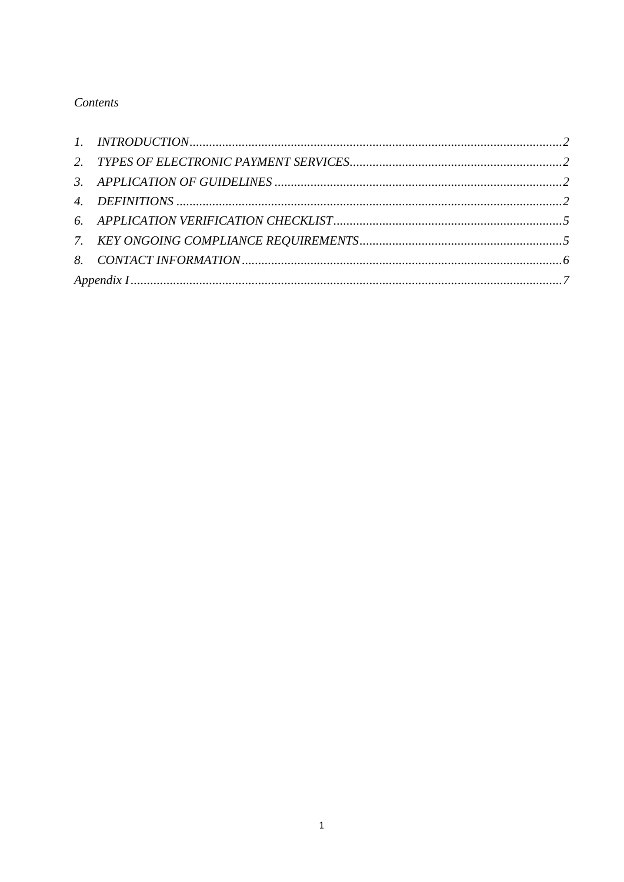*Contents*

*1. INTRODUCTION* ........................................ *2*
*2. TYPES OF ELECTRONIC PAYMENT SERVICES* ........................................ *2*
*3. APPLICATION OF GUIDELINES* ........................................ *2*
*4. DEFINITIONS* ........................................ *2*
*6. APPLICATION VERIFICATION CHECKLIST* ........................................ *5*
*7. KEY ONGOING COMPLIANCE REQUIREMENTS* ........................................ *5*
*8. CONTACT INFORMATION* ........................................ *6*
*Appendix I* ........................................ *7*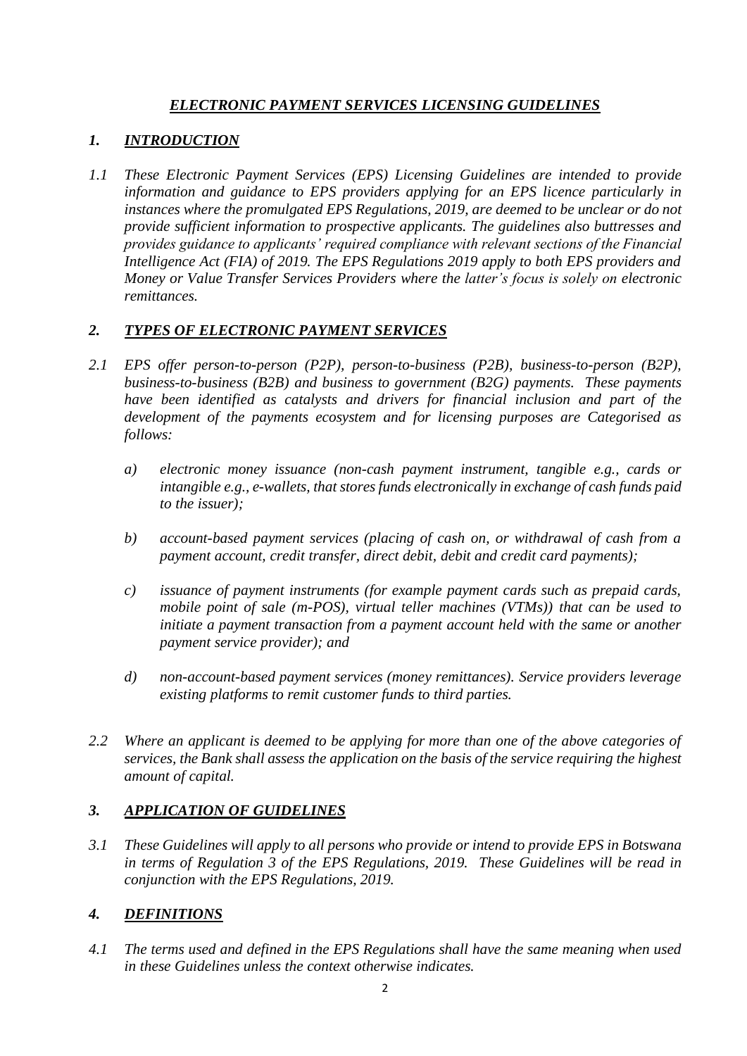# ***ELECTRONIC PAYMENT SERVICES LICENSING GUIDELINES***

## ***1. INTRODUCTION***

*1.1 These Electronic Payment Services (EPS) Licensing Guidelines are intended to provide information and guidance to EPS providers applying for an EPS licence particularly in instances where the promulgated EPS Regulations, 2019, are deemed to be unclear or do not provide sufficient information to prospective applicants. The guidelines also buttresses and provides guidance to applicants' required compliance with relevant sections of the Financial Intelligence Act (FIA) of 2019. The EPS Regulations 2019 apply to both EPS providers and Money or Value Transfer Services Providers where the latter's focus is solely on electronic remittances.*

## ***2. TYPES OF ELECTRONIC PAYMENT SERVICES***

*2.1 EPS offer person-to-person (P2P), person-to-business (P2B), business-to-person (B2P), business-to-business (B2B) and business to government (B2G) payments. These payments have been identified as catalysts and drivers for financial inclusion and part of the development of the payments ecosystem and for licensing purposes are Categorised as follows:*

*a) electronic money issuance (non-cash payment instrument, tangible e.g., cards or intangible e.g., e-wallets, that stores funds electronically in exchange of cash funds paid to the issuer);*

*b) account-based payment services (placing of cash on, or withdrawal of cash from a payment account, credit transfer, direct debit, debit and credit card payments);*

*c) issuance of payment instruments (for example payment cards such as prepaid cards, mobile point of sale (m-POS), virtual teller machines (VTMs)) that can be used to initiate a payment transaction from a payment account held with the same or another payment service provider); and*

*d) non-account-based payment services (money remittances). Service providers leverage existing platforms to remit customer funds to third parties.*

*2.2 Where an applicant is deemed to be applying for more than one of the above categories of services, the Bank shall assess the application on the basis of the service requiring the highest amount of capital.*

## ***3. APPLICATION OF GUIDELINES***

*3.1 These Guidelines will apply to all persons who provide or intend to provide EPS in Botswana in terms of Regulation 3 of the EPS Regulations, 2019. These Guidelines will be read in conjunction with the EPS Regulations, 2019.*

## ***4. DEFINITIONS***

*4.1 The terms used and defined in the EPS Regulations shall have the same meaning when used in these Guidelines unless the context otherwise indicates.*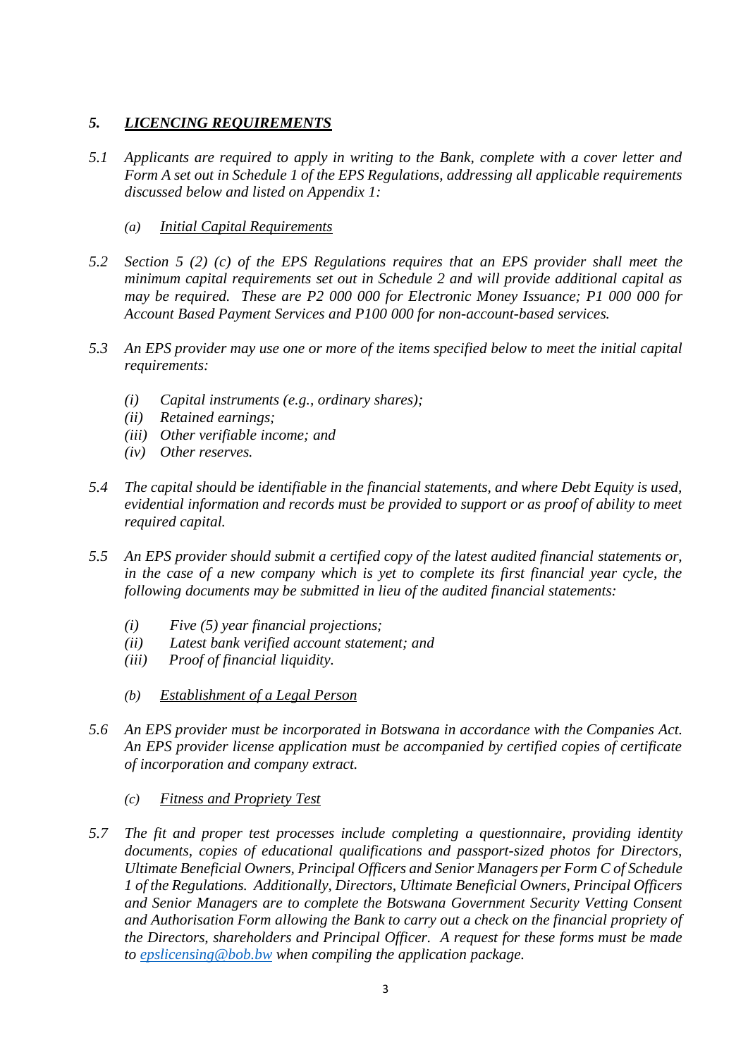## *5. LICENCING REQUIREMENTS*

*5.1 Applicants are required to apply in writing to the Bank, complete with a cover letter and Form A set out in Schedule 1 of the EPS Regulations, addressing all applicable requirements discussed below and listed on Appendix 1:*

*(a) Initial Capital Requirements*

*5.2 Section 5 (2) (c) of the EPS Regulations requires that an EPS provider shall meet the minimum capital requirements set out in Schedule 2 and will provide additional capital as may be required. These are P2 000 000 for Electronic Money Issuance; P1 000 000 for Account Based Payment Services and P100 000 for non-account-based services.*

*5.3 An EPS provider may use one or more of the items specified below to meet the initial capital requirements:*

*(i) Capital instruments (e.g., ordinary shares);*
*(ii) Retained earnings;*
*(iii) Other verifiable income; and*
*(iv) Other reserves.*

*5.4 The capital should be identifiable in the financial statements, and where Debt Equity is used, evidential information and records must be provided to support or as proof of ability to meet required capital.*

*5.5 An EPS provider should submit a certified copy of the latest audited financial statements or, in the case of a new company which is yet to complete its first financial year cycle, the following documents may be submitted in lieu of the audited financial statements:*

*(i) Five (5) year financial projections;*
*(ii) Latest bank verified account statement; and*
*(iii) Proof of financial liquidity.*

*(b) Establishment of a Legal Person*

*5.6 An EPS provider must be incorporated in Botswana in accordance with the Companies Act. An EPS provider license application must be accompanied by certified copies of certificate of incorporation and company extract.*

*(c) Fitness and Propriety Test*

*5.7 The fit and proper test processes include completing a questionnaire, providing identity documents, copies of educational qualifications and passport-sized photos for Directors, Ultimate Beneficial Owners, Principal Officers and Senior Managers per Form C of Schedule 1 of the Regulations. Additionally, Directors, Ultimate Beneficial Owners, Principal Officers and Senior Managers are to complete the Botswana Government Security Vetting Consent and Authorisation Form allowing the Bank to carry out a check on the financial propriety of the Directors, shareholders and Principal Officer. A request for these forms must be made to epslicensing@bob.bw when compiling the application package.*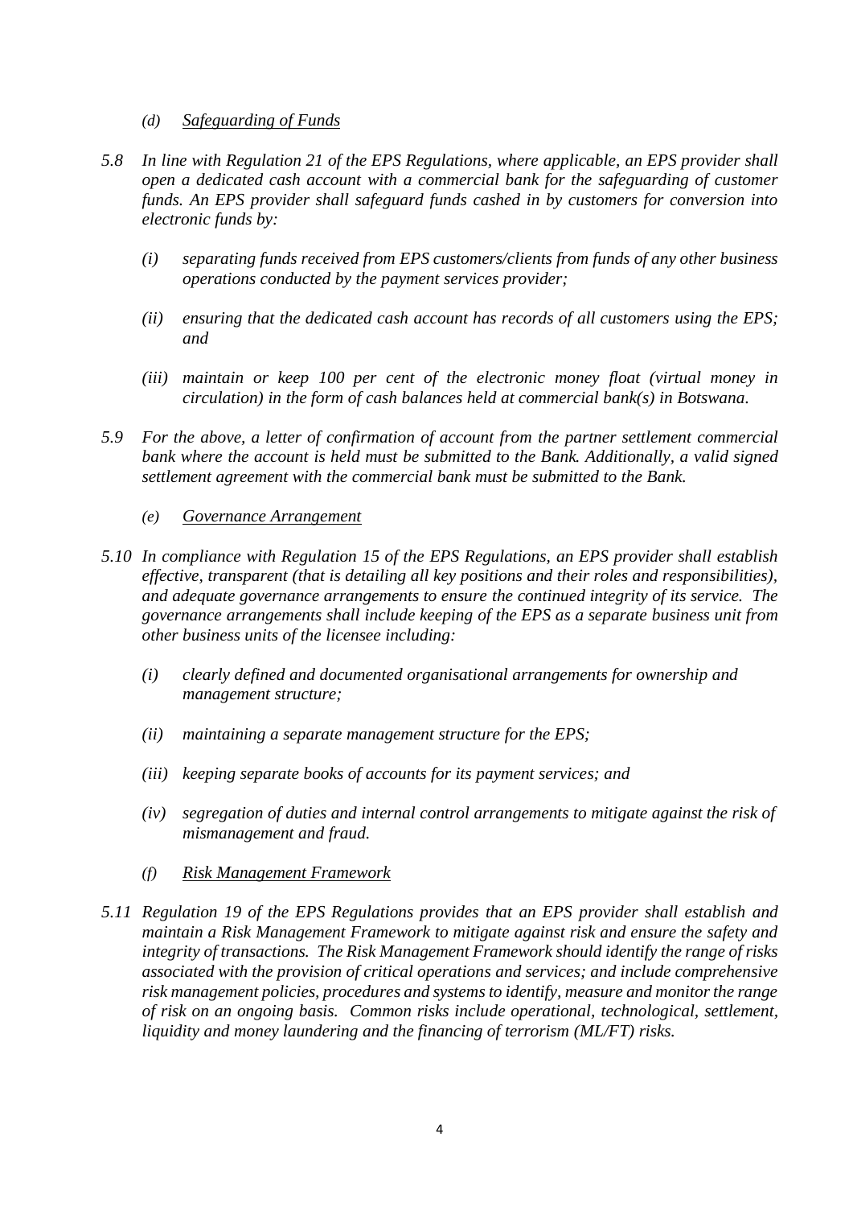*(d) <u>Safeguarding of Funds</u>*

*5.8 In line with Regulation 21 of the EPS Regulations, where applicable, an EPS provider shall open a dedicated cash account with a commercial bank for the safeguarding of customer funds. An EPS provider shall safeguard funds cashed in by customers for conversion into electronic funds by:*

*(i) separating funds received from EPS customers/clients from funds of any other business operations conducted by the payment services provider;*

*(ii) ensuring that the dedicated cash account has records of all customers using the EPS; and*

*(iii) maintain or keep 100 per cent of the electronic money float (virtual money in circulation) in the form of cash balances held at commercial bank(s) in Botswana.*

*5.9 For the above, a letter of confirmation of account from the partner settlement commercial bank where the account is held must be submitted to the Bank. Additionally, a valid signed settlement agreement with the commercial bank must be submitted to the Bank.*

*(e) <u>Governance Arrangement</u>*

*5.10 In compliance with Regulation 15 of the EPS Regulations, an EPS provider shall establish effective, transparent (that is detailing all key positions and their roles and responsibilities), and adequate governance arrangements to ensure the continued integrity of its service. The governance arrangements shall include keeping of the EPS as a separate business unit from other business units of the licensee including:*

*(i) clearly defined and documented organisational arrangements for ownership and management structure;*

*(ii) maintaining a separate management structure for the EPS;*

*(iii) keeping separate books of accounts for its payment services; and*

*(iv) segregation of duties and internal control arrangements to mitigate against the risk of mismanagement and fraud.*

*(f) <u>Risk Management Framework</u>*

*5.11 Regulation 19 of the EPS Regulations provides that an EPS provider shall establish and maintain a Risk Management Framework to mitigate against risk and ensure the safety and integrity of transactions. The Risk Management Framework should identify the range of risks associated with the provision of critical operations and services; and include comprehensive risk management policies, procedures and systems to identify, measure and monitor the range of risk on an ongoing basis. Common risks include operational, technological, settlement, liquidity and money laundering and the financing of terrorism (ML/FT) risks.*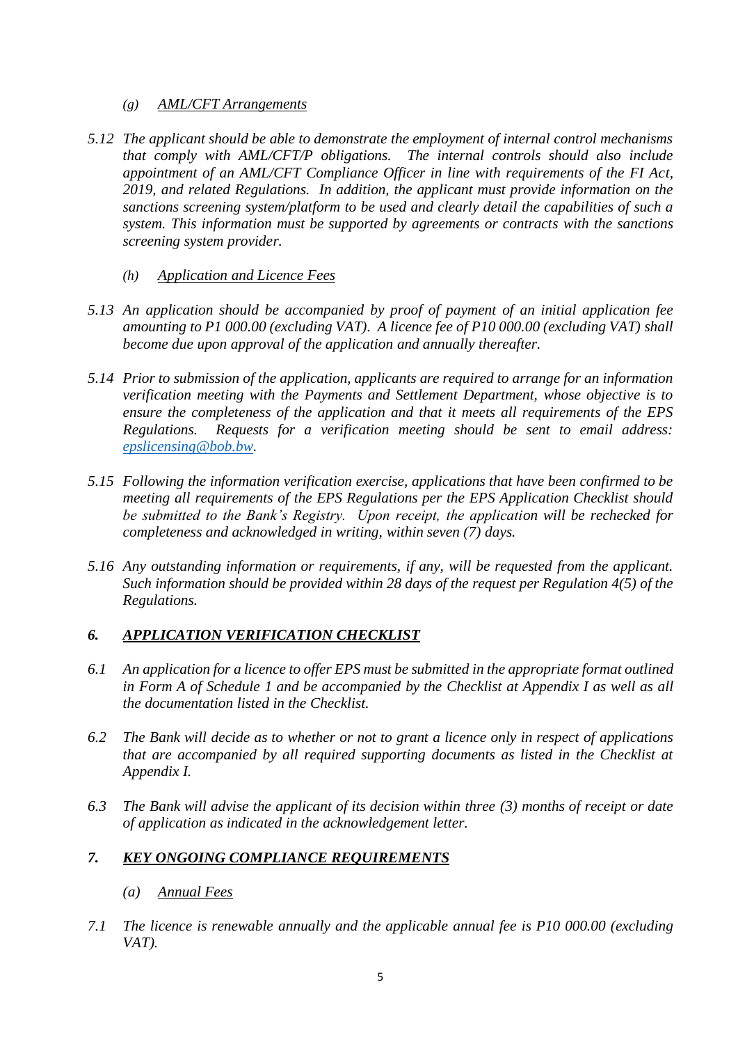(g) *AML/CFT Arrangements*

*5.12 The applicant should be able to demonstrate the employment of internal control mechanisms that comply with AML/CFT/P obligations. The internal controls should also include appointment of an AML/CFT Compliance Officer in line with requirements of the FI Act, 2019, and related Regulations. In addition, the applicant must provide information on the sanctions screening system/platform to be used and clearly detail the capabilities of such a system. This information must be supported by agreements or contracts with the sanctions screening system provider.*

(h) *Application and Licence Fees*

*5.13 An application should be accompanied by proof of payment of an initial application fee amounting to P1 000.00 (excluding VAT). A licence fee of P10 000.00 (excluding VAT) shall become due upon approval of the application and annually thereafter.*

*5.14 Prior to submission of the application, applicants are required to arrange for an information verification meeting with the Payments and Settlement Department, whose objective is to ensure the completeness of the application and that it meets all requirements of the EPS Regulations. Requests for a verification meeting should be sent to email address: epslicensing@bob.bw.*

*5.15 Following the information verification exercise, applications that have been confirmed to be meeting all requirements of the EPS Regulations per the EPS Application Checklist should be submitted to the Bank's Registry. Upon receipt, the application will be rechecked for completeness and acknowledged in writing, within seven (7) days.*

*5.16 Any outstanding information or requirements, if any, will be requested from the applicant. Such information should be provided within 28 days of the request per Regulation 4(5) of the Regulations.*

## 6. APPLICATION VERIFICATION CHECKLIST

*6.1 An application for a licence to offer EPS must be submitted in the appropriate format outlined in Form A of Schedule 1 and be accompanied by the Checklist at Appendix I as well as all the documentation listed in the Checklist.*

*6.2 The Bank will decide as to whether or not to grant a licence only in respect of applications that are accompanied by all required supporting documents as listed in the Checklist at Appendix I.*

*6.3 The Bank will advise the applicant of its decision within three (3) months of receipt or date of application as indicated in the acknowledgement letter.*

## 7. KEY ONGOING COMPLIANCE REQUIREMENTS

(a) *Annual Fees*

*7.1 The licence is renewable annually and the applicable annual fee is P10 000.00 (excluding VAT).*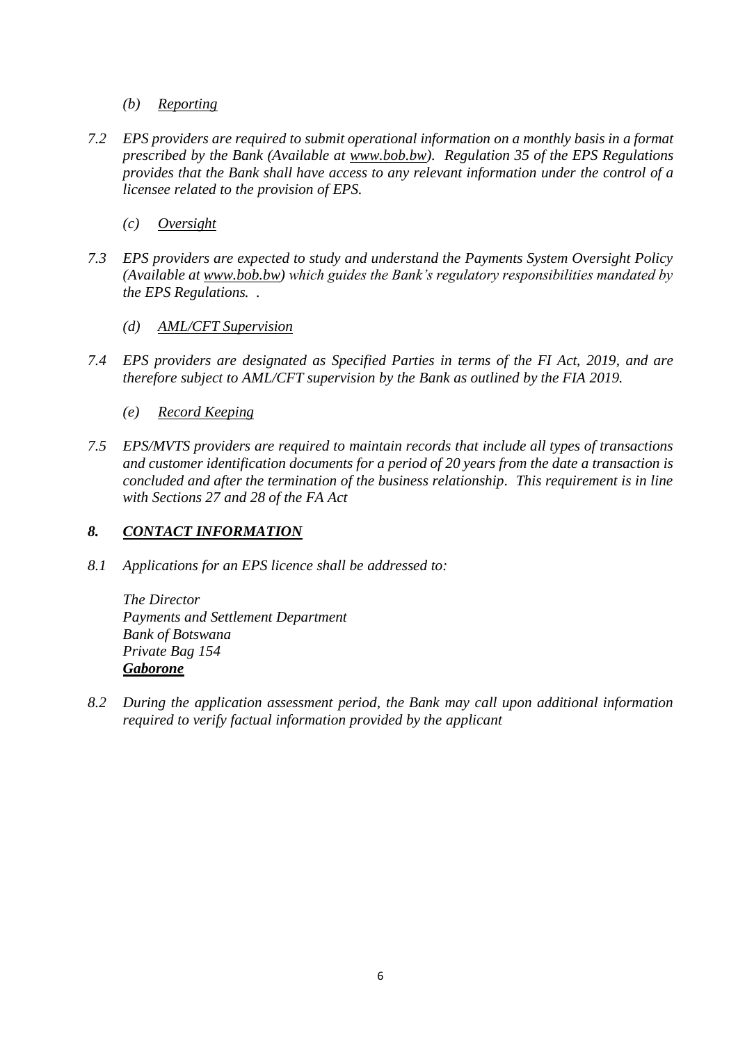*(b)* *Reporting*

*7.2 EPS providers are required to submit operational information on a monthly basis in a format prescribed by the Bank (Available at www.bob.bw). Regulation 35 of the EPS Regulations provides that the Bank shall have access to any relevant information under the control of a licensee related to the provision of EPS.*

*(c)* *Oversight*

*7.3 EPS providers are expected to study and understand the Payments System Oversight Policy (Available at www.bob.bw) which guides the Bank's regulatory responsibilities mandated by the EPS Regulations. .*

*(d)* *AML/CFT Supervision*

*7.4 EPS providers are designated as Specified Parties in terms of the FI Act, 2019, and are therefore subject to AML/CFT supervision by the Bank as outlined by the FIA 2019.*

*(e)* *Record Keeping*

*7.5 EPS/MVTS providers are required to maintain records that include all types of transactions and customer identification documents for a period of 20 years from the date a transaction is concluded and after the termination of the business relationship. This requirement is in line with Sections 27 and 28 of the FA Act*

## *8. CONTACT INFORMATION*

*8.1 Applications for an EPS licence shall be addressed to:*

*The Director*
*Payments and Settlement Department*
*Bank of Botswana*
*Private Bag 154*
***Gaborone***

*8.2 During the application assessment period, the Bank may call upon additional information required to verify factual information provided by the applicant*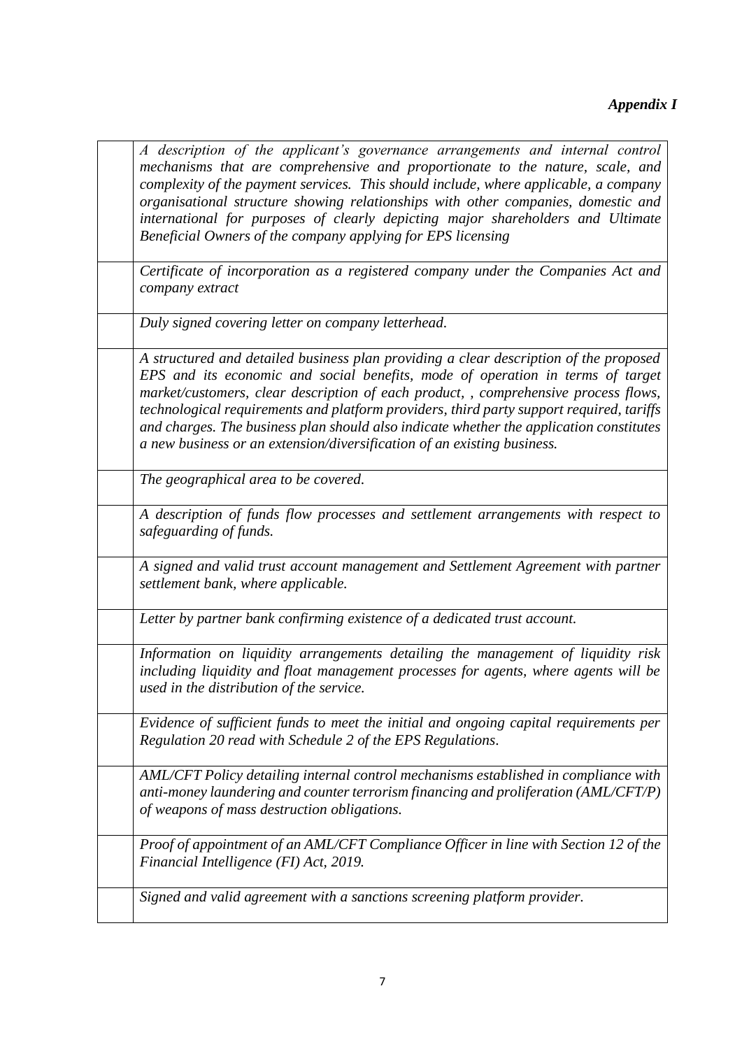***Appendix I***

| | |
|---|---|
| | *A description of the applicant's governance arrangements and internal control mechanisms that are comprehensive and proportionate to the nature, scale, and complexity of the payment services. This should include, where applicable, a company organisational structure showing relationships with other companies, domestic and international for purposes of clearly depicting major shareholders and Ultimate Beneficial Owners of the company applying for EPS licensing* |
| | *Certificate of incorporation as a registered company under the Companies Act and company extract* |
| | *Duly signed covering letter on company letterhead.* |
| | *A structured and detailed business plan providing a clear description of the proposed EPS and its economic and social benefits, mode of operation in terms of target market/customers, clear description of each product, , comprehensive process flows, technological requirements and platform providers, third party support required, tariffs and charges. The business plan should also indicate whether the application constitutes a new business or an extension/diversification of an existing business.* |
| | *The geographical area to be covered.* |
| | *A description of funds flow processes and settlement arrangements with respect to safeguarding of funds.* |
| | *A signed and valid trust account management and Settlement Agreement with partner settlement bank, where applicable.* |
| | *Letter by partner bank confirming existence of a dedicated trust account.* |
| | *Information on liquidity arrangements detailing the management of liquidity risk including liquidity and float management processes for agents, where agents will be used in the distribution of the service.* |
| | *Evidence of sufficient funds to meet the initial and ongoing capital requirements per Regulation 20 read with Schedule 2 of the EPS Regulations.* |
| | *AML/CFT Policy detailing internal control mechanisms established in compliance with anti-money laundering and counter terrorism financing and proliferation (AML/CFT/P) of weapons of mass destruction obligations.* |
| | *Proof of appointment of an AML/CFT Compliance Officer in line with Section 12 of the Financial Intelligence (FI) Act, 2019.* |
| | *Signed and valid agreement with a sanctions screening platform provider.* |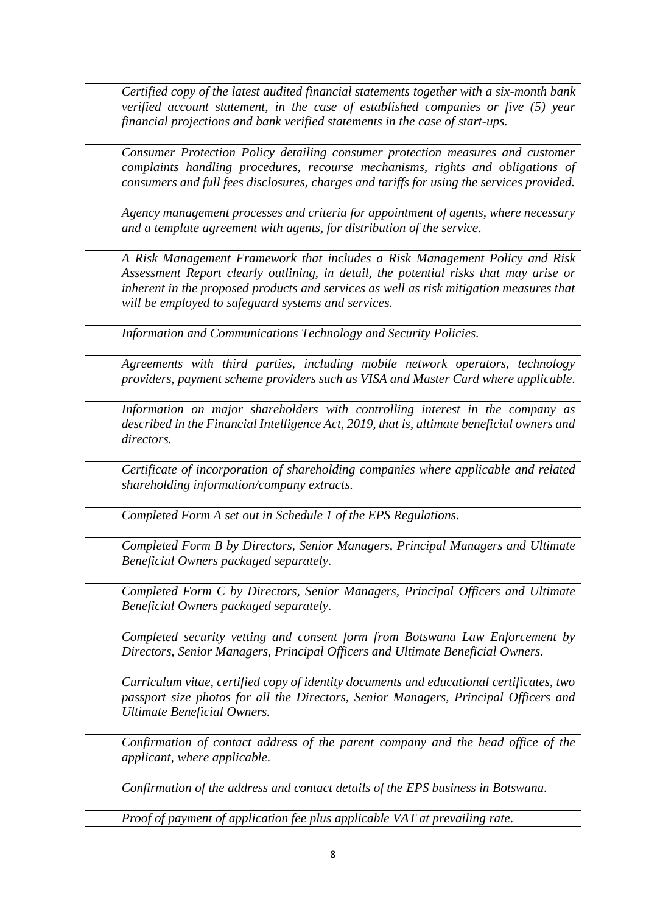| | |
|---|---|
| | *Certified copy of the latest audited financial statements together with a six-month bank verified account statement, in the case of established companies or five (5) year financial projections and bank verified statements in the case of start-ups.* |
| | *Consumer Protection Policy detailing consumer protection measures and customer complaints handling procedures, recourse mechanisms, rights and obligations of consumers and full fees disclosures, charges and tariffs for using the services provided.* |
| | *Agency management processes and criteria for appointment of agents, where necessary and a template agreement with agents, for distribution of the service.* |
| | *A Risk Management Framework that includes a Risk Management Policy and Risk Assessment Report clearly outlining, in detail, the potential risks that may arise or inherent in the proposed products and services as well as risk mitigation measures that will be employed to safeguard systems and services.* |
| | *Information and Communications Technology and Security Policies.* |
| | *Agreements with third parties, including mobile network operators, technology providers, payment scheme providers such as VISA and Master Card where applicable.* |
| | *Information on major shareholders with controlling interest in the company as described in the Financial Intelligence Act, 2019, that is, ultimate beneficial owners and directors.* |
| | *Certificate of incorporation of shareholding companies where applicable and related shareholding information/company extracts.* |
| | *Completed Form A set out in Schedule 1 of the EPS Regulations.* |
| | *Completed Form B by Directors, Senior Managers, Principal Managers and Ultimate Beneficial Owners packaged separately.* |
| | *Completed Form C by Directors, Senior Managers, Principal Officers and Ultimate Beneficial Owners packaged separately.* |
| | *Completed security vetting and consent form from Botswana Law Enforcement by Directors, Senior Managers, Principal Officers and Ultimate Beneficial Owners.* |
| | *Curriculum vitae, certified copy of identity documents and educational certificates, two passport size photos for all the Directors, Senior Managers, Principal Officers and Ultimate Beneficial Owners.* |
| | *Confirmation of contact address of the parent company and the head office of the applicant, where applicable.* |
| | *Confirmation of the address and contact details of the EPS business in Botswana.* |
| | *Proof of payment of application fee plus applicable VAT at prevailing rate.* |